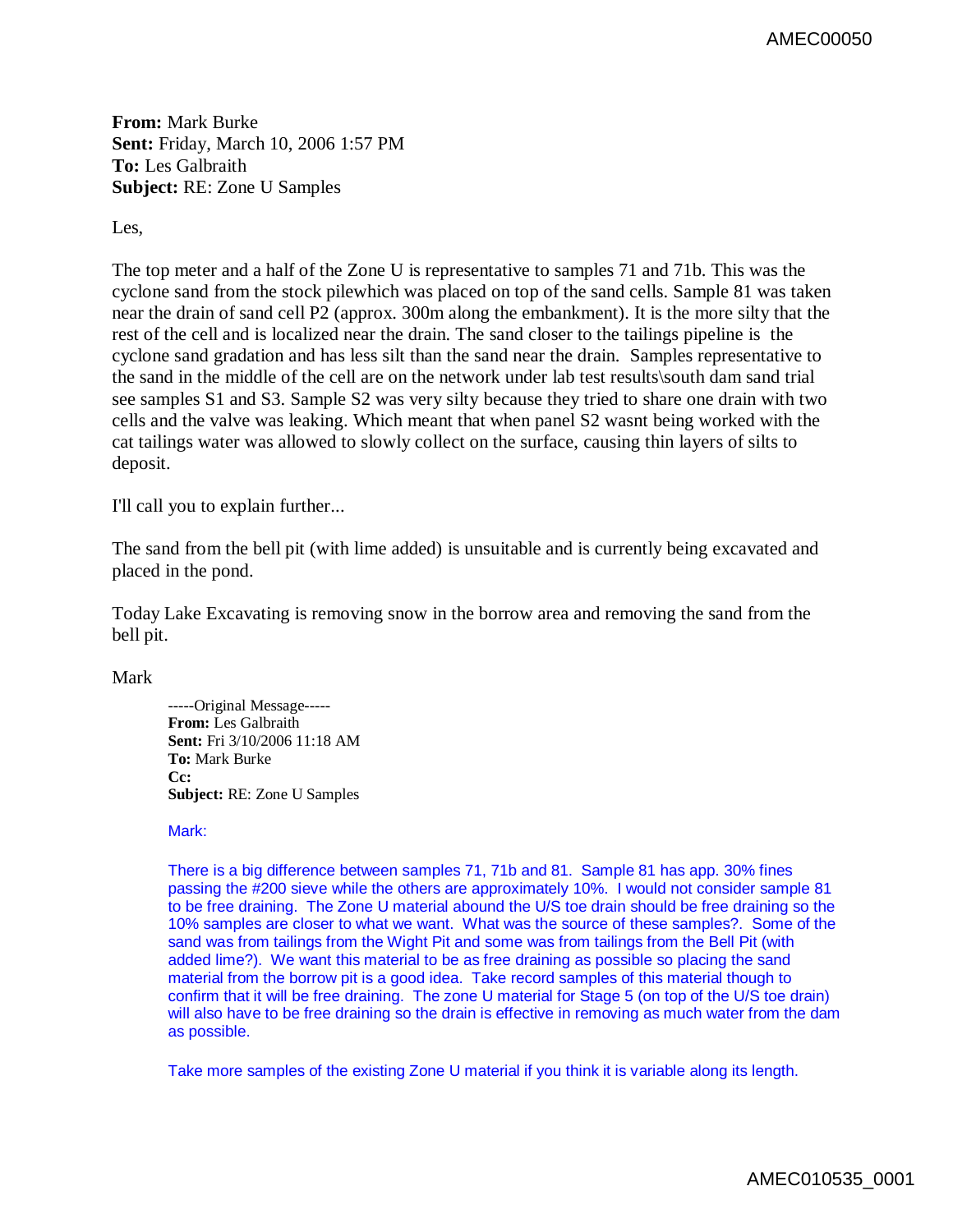**From:** Mark Burke
**Sent:** Friday, March 10, 2006 1:57 PM
**To:** Les Galbraith
**Subject:** RE: Zone U Samples

Les,

The top meter and a half of the Zone U is representative to samples 71 and 71b. This was the cyclone sand from the stock pilewhich was placed on top of the sand cells. Sample 81 was taken near the drain of sand cell P2 (approx. 300m along the embankment). It is the more silty that the rest of the cell and is localized near the drain. The sand closer to the tailings pipeline is the cyclone sand gradation and has less silt than the sand near the drain. Samples representative to the sand in the middle of the cell are on the network under lab test results\south dam sand trial see samples S1 and S3. Sample S2 was very silty because they tried to share one drain with two cells and the valve was leaking. Which meant that when panel S2 wasnt being worked with the cat tailings water was allowed to slowly collect on the surface, causing thin layers of silts to deposit.

I'll call you to explain further...

The sand from the bell pit (with lime added) is unsuitable and is currently being excavated and placed in the pond.

Today Lake Excavating is removing snow in the borrow area and removing the sand from the bell pit.

Mark

> -----Original Message-----
> **From:** Les Galbraith
> **Sent:** Fri 3/10/2006 11:18 AM
> **To:** Mark Burke
> **Cc:**
> **Subject:** RE: Zone U Samples
>
> Mark:
>
> There is a big difference between samples 71, 71b and 81. Sample 81 has app. 30% fines passing the #200 sieve while the others are approximately 10%. I would not consider sample 81 to be free draining. The Zone U material abound the U/S toe drain should be free draining so the 10% samples are closer to what we want. What was the source of these samples?. Some of the sand was from tailings from the Wight Pit and some was from tailings from the Bell Pit (with added lime?). We want this material to be as free draining as possible so placing the sand material from the borrow pit is a good idea. Take record samples of this material though to confirm that it will be free draining. The zone U material for Stage 5 (on top of the U/S toe drain) will also have to be free draining so the drain is effective in removing as much water from the dam as possible.
>
> Take more samples of the existing Zone U material if you think it is variable along its length.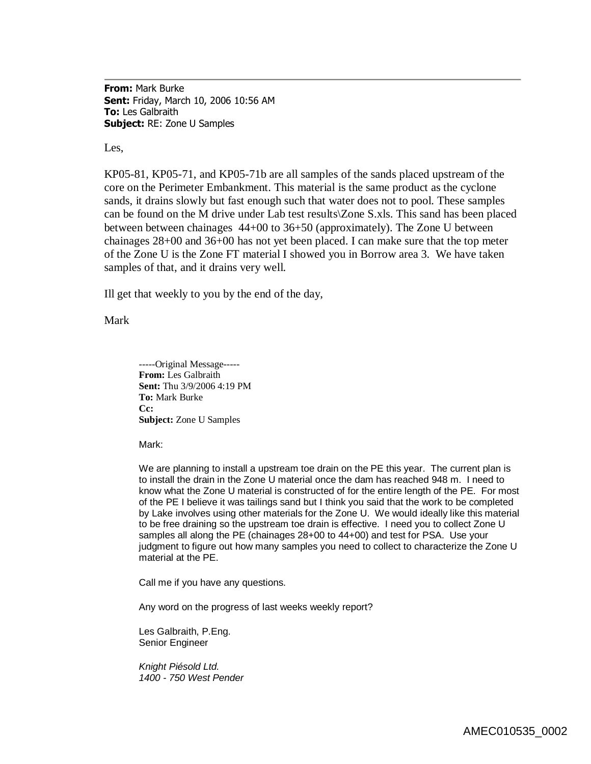**From:** Mark Burke
**Sent:** Friday, March 10, 2006 10:56 AM
**To:** Les Galbraith
**Subject:** RE: Zone U Samples

Les,

KP05-81, KP05-71, and KP05-71b are all samples of the sands placed upstream of the core on the Perimeter Embankment. This material is the same product as the cyclone sands, it drains slowly but fast enough such that water does not to pool. These samples can be found on the M drive under Lab test results\Zone S.xls. This sand has been placed between between chainages 44+00 to 36+50 (approximately). The Zone U between chainages 28+00 and 36+00 has not yet been placed. I can make sure that the top meter of the Zone U is the Zone FT material I showed you in Borrow area 3. We have taken samples of that, and it drains very well.

Ill get that weekly to you by the end of the day,

Mark

> -----Original Message-----
> **From:** Les Galbraith
> **Sent:** Thu 3/9/2006 4:19 PM
> **To:** Mark Burke
> **Cc:**
> **Subject:** Zone U Samples
>
> Mark:
>
> We are planning to install a upstream toe drain on the PE this year. The current plan is to install the drain in the Zone U material once the dam has reached 948 m. I need to know what the Zone U material is constructed of for the entire length of the PE. For most of the PE I believe it was tailings sand but I think you said that the work to be completed by Lake involves using other materials for the Zone U. We would ideally like this material to be free draining so the upstream toe drain is effective. I need you to collect Zone U samples all along the PE (chainages 28+00 to 44+00) and test for PSA. Use your judgment to figure out how many samples you need to collect to characterize the Zone U material at the PE.
>
> Call me if you have any questions.
>
> Any word on the progress of last weeks weekly report?
>
> Les Galbraith, P.Eng.
> Senior Engineer
>
> *Knight Piésold Ltd.*
> *1400 - 750 West Pender*

AMEC010535_0002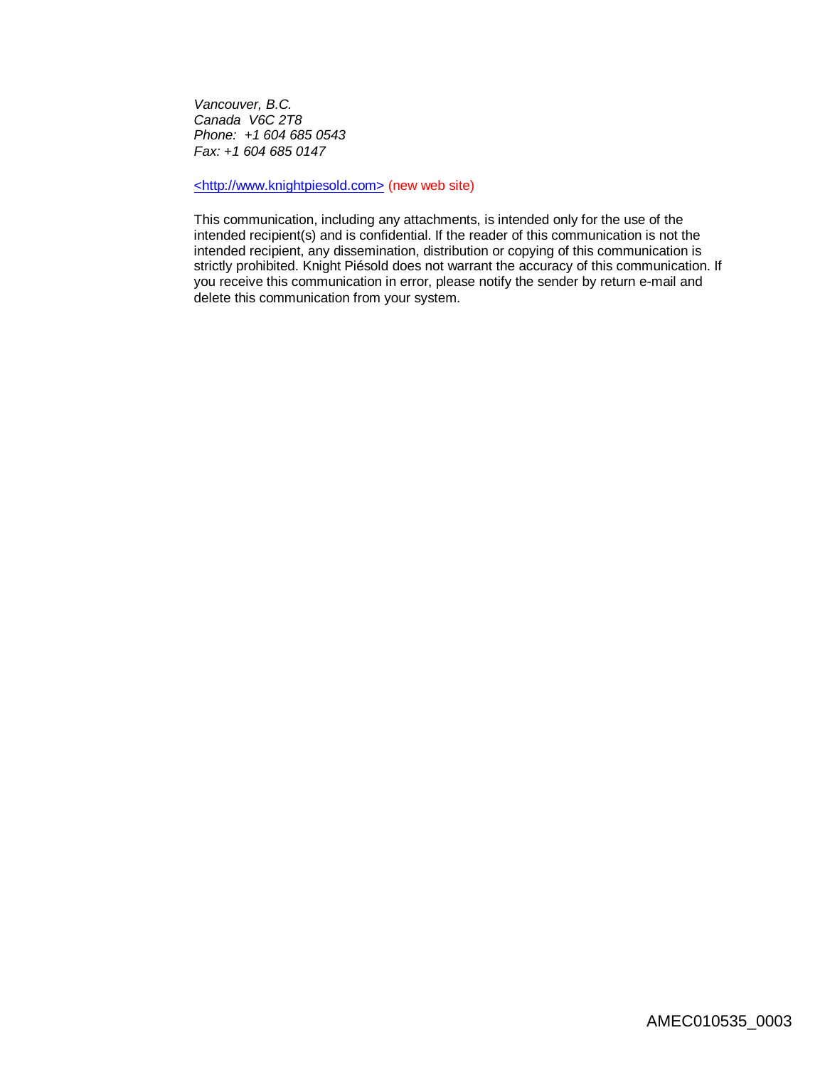*Vancouver, B.C.*
*Canada  V6C 2T8*
*Phone:  +1 604 685 0543*
*Fax: +1 604 685 0147*

<http://www.knightpiesold.com> (new web site)

This communication, including any attachments, is intended only for the use of the intended recipient(s) and is confidential. If the reader of this communication is not the intended recipient, any dissemination, distribution or copying of this communication is strictly prohibited. Knight Piésold does not warrant the accuracy of this communication. If you receive this communication in error, please notify the sender by return e-mail and delete this communication from your system.

AMEC010535_0003